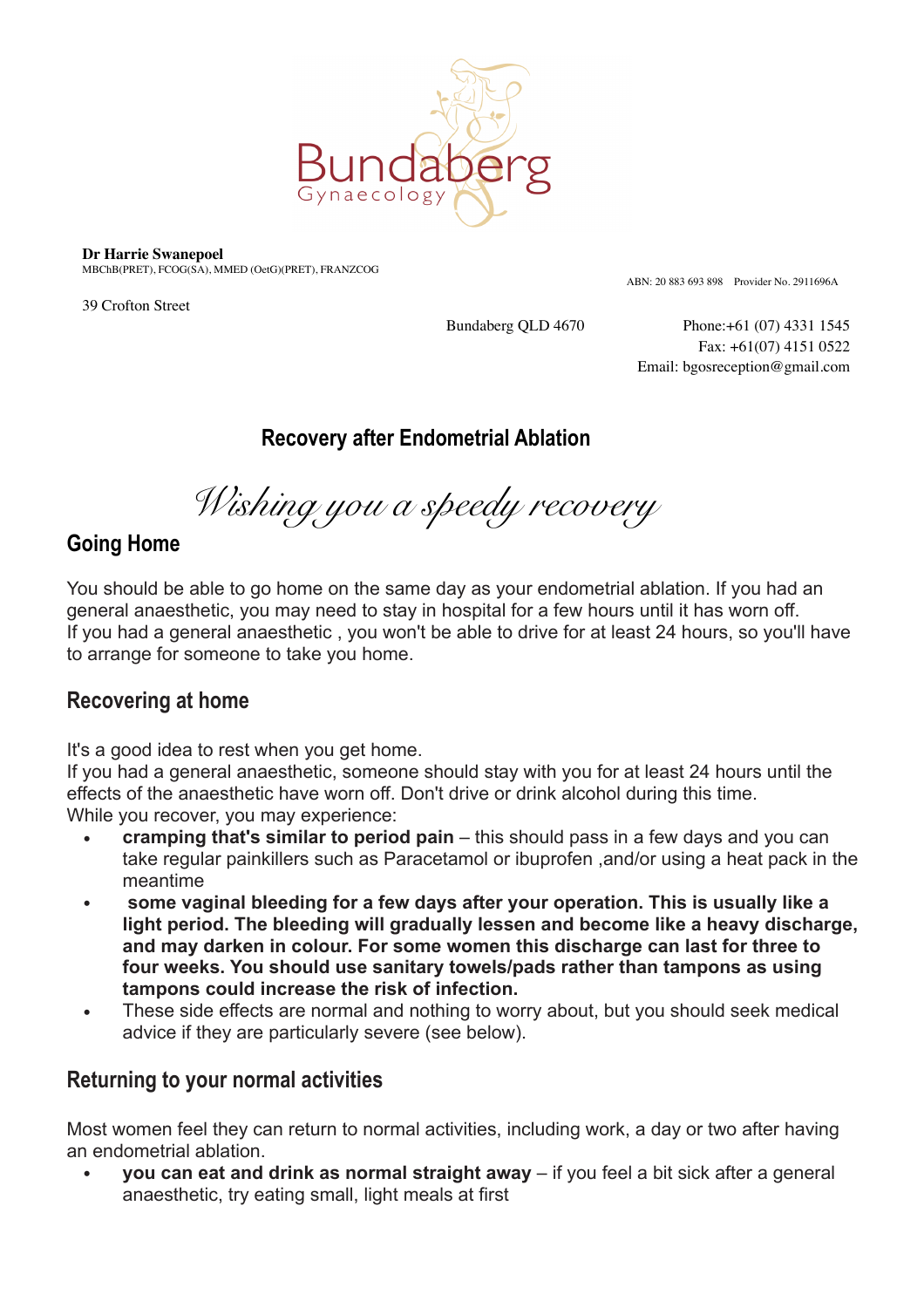Bundaberg Gynaecology

**Dr Harrie Swanepoel**
MBChB(PRET), FCOG(SA), MMED (OetG)(PRET), FRANZCOG

ABN: 20 883 693 898 Provider No. 2911696A

39 Crofton Street
Bundaberg QLD 4670

Phone:+61 (07) 4331 1545
Fax: +61(07) 4151 0522
Email: bgosreception@gmail.com

# Recovery after Endometrial Ablation

*Wishing you a speedy recovery*

## Going Home

You should be able to go home on the same day as your endometrial ablation. If you had an general anaesthetic, you may need to stay in hospital for a few hours until it has worn off.
If you had a general anaesthetic , you won't be able to drive for at least 24 hours, so you'll have to arrange for someone to take you home.

## Recovering at home

It's a good idea to rest when you get home.
If you had a general anaesthetic, someone should stay with you for at least 24 hours until the effects of the anaesthetic have worn off. Don't drive or drink alcohol during this time.
While you recover, you may experience:

- **cramping that's similar to period pain** – this should pass in a few days and you can take regular painkillers such as Paracetamol or ibuprofen ,and/or using a heat pack in the meantime
- **some vaginal bleeding for a few days after your operation. This is usually like a light period. The bleeding will gradually lessen and become like a heavy discharge, and may darken in colour. For some women this discharge can last for three to four weeks. You should use sanitary towels/pads rather than tampons as using tampons could increase the risk of infection.**
- These side effects are normal and nothing to worry about, but you should seek medical advice if they are particularly severe (see below).

## Returning to your normal activities

Most women feel they can return to normal activities, including work, a day or two after having an endometrial ablation.

- **you can eat and drink as normal straight away** – if you feel a bit sick after a general anaesthetic, try eating small, light meals at first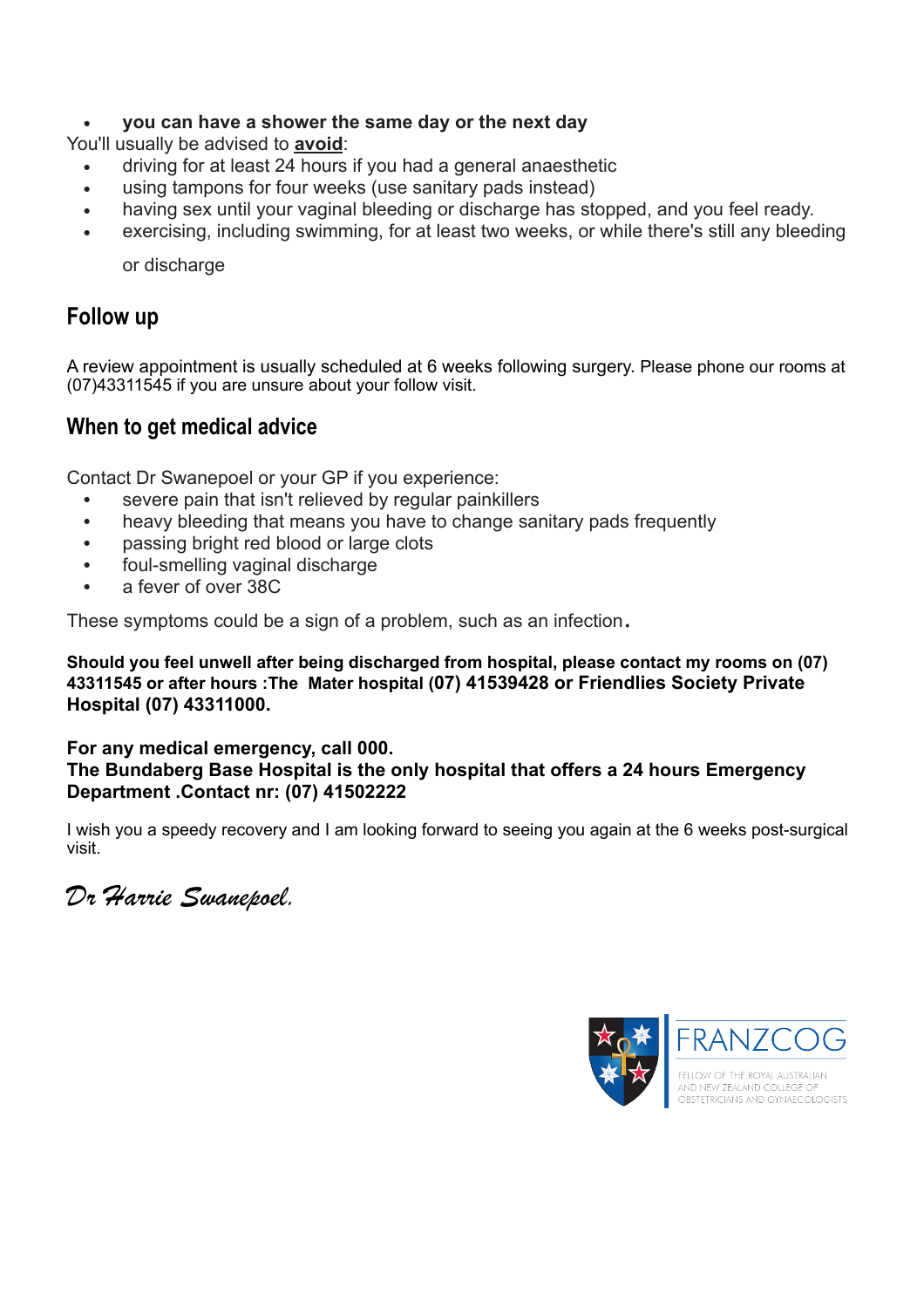- **you can have a shower the same day or the next day**

You'll usually be advised to **avoid**:

- driving for at least 24 hours if you had a general anaesthetic
- using tampons for four weeks (use sanitary pads instead)
- having sex until your vaginal bleeding or discharge has stopped, and you feel ready.
- exercising, including swimming, for at least two weeks, or while there's still any bleeding or discharge

## Follow up

A review appointment is usually scheduled at 6 weeks following surgery. Please phone our rooms at (07)43311545 if you are unsure about your follow visit.

## When to get medical advice

Contact Dr Swanepoel or your GP if you experience:

- severe pain that isn't relieved by regular painkillers
- heavy bleeding that means you have to change sanitary pads frequently
- passing bright red blood or large clots
- foul-smelling vaginal discharge
- a fever of over 38C

These symptoms could be a sign of a problem, such as an infection.

**Should you feel unwell after being discharged from hospital, please contact my rooms on (07) 43311545 or after hours :The Mater hospital (07) 41539428 or Friendlies Society Private Hospital (07) 43311000.**

**For any medical emergency, call 000.**
**The Bundaberg Base Hospital is the only hospital that offers a 24 hours Emergency Department .Contact nr: (07) 41502222**

I wish you a speedy recovery and I am looking forward to seeing you again at the 6 weeks post-surgical visit.

*Dr Harrie Swanepoel.*

FRANZCOG
FELLOW OF THE ROYAL AUSTRALIAN AND NEW ZEALAND COLLEGE OF OBSTETRICIANS AND GYNAECOLOGISTS